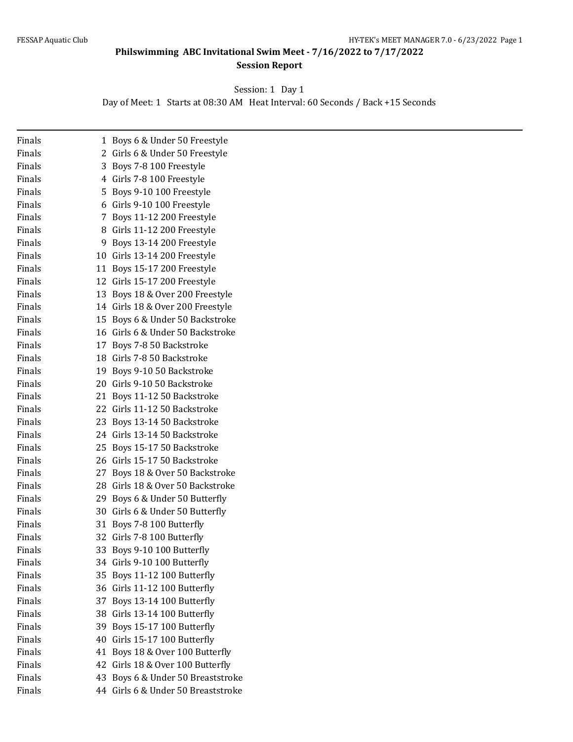# Philswimming ABC Invitational Swim Meet - 7/16/2022 to 7/17/2022

## Session Report

Session: 1 Day 1

Day of Meet: 1 Starts at 08:30 AM Heat Interval: 60 Seconds / Back +15 Seconds

---

| | | |
|---|---|---|
| Finals | 1 | Boys 6 & Under 50 Freestyle |
| Finals | 2 | Girls 6 & Under 50 Freestyle |
| Finals | 3 | Boys 7-8 100 Freestyle |
| Finals | 4 | Girls 7-8 100 Freestyle |
| Finals | 5 | Boys 9-10 100 Freestyle |
| Finals | 6 | Girls 9-10 100 Freestyle |
| Finals | 7 | Boys 11-12 200 Freestyle |
| Finals | 8 | Girls 11-12 200 Freestyle |
| Finals | 9 | Boys 13-14 200 Freestyle |
| Finals | 10 | Girls 13-14 200 Freestyle |
| Finals | 11 | Boys 15-17 200 Freestyle |
| Finals | 12 | Girls 15-17 200 Freestyle |
| Finals | 13 | Boys 18 & Over 200 Freestyle |
| Finals | 14 | Girls 18 & Over 200 Freestyle |
| Finals | 15 | Boys 6 & Under 50 Backstroke |
| Finals | 16 | Girls 6 & Under 50 Backstroke |
| Finals | 17 | Boys 7-8 50 Backstroke |
| Finals | 18 | Girls 7-8 50 Backstroke |
| Finals | 19 | Boys 9-10 50 Backstroke |
| Finals | 20 | Girls 9-10 50 Backstroke |
| Finals | 21 | Boys 11-12 50 Backstroke |
| Finals | 22 | Girls 11-12 50 Backstroke |
| Finals | 23 | Boys 13-14 50 Backstroke |
| Finals | 24 | Girls 13-14 50 Backstroke |
| Finals | 25 | Boys 15-17 50 Backstroke |
| Finals | 26 | Girls 15-17 50 Backstroke |
| Finals | 27 | Boys 18 & Over 50 Backstroke |
| Finals | 28 | Girls 18 & Over 50 Backstroke |
| Finals | 29 | Boys 6 & Under 50 Butterfly |
| Finals | 30 | Girls 6 & Under 50 Butterfly |
| Finals | 31 | Boys 7-8 100 Butterfly |
| Finals | 32 | Girls 7-8 100 Butterfly |
| Finals | 33 | Boys 9-10 100 Butterfly |
| Finals | 34 | Girls 9-10 100 Butterfly |
| Finals | 35 | Boys 11-12 100 Butterfly |
| Finals | 36 | Girls 11-12 100 Butterfly |
| Finals | 37 | Boys 13-14 100 Butterfly |
| Finals | 38 | Girls 13-14 100 Butterfly |
| Finals | 39 | Boys 15-17 100 Butterfly |
| Finals | 40 | Girls 15-17 100 Butterfly |
| Finals | 41 | Boys 18 & Over 100 Butterfly |
| Finals | 42 | Girls 18 & Over 100 Butterfly |
| Finals | 43 | Boys 6 & Under 50 Breaststroke |
| Finals | 44 | Girls 6 & Under 50 Breaststroke |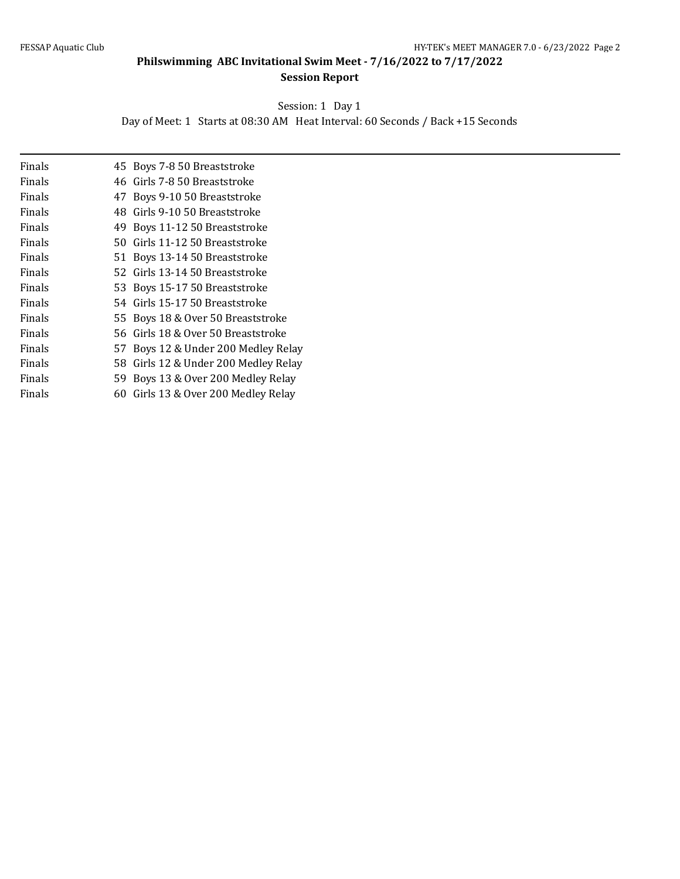## Philswimming ABC Invitational Swim Meet - 7/16/2022 to 7/17/2022

### Session Report

Session: 1 Day 1

Day of Meet: 1 Starts at 08:30 AM Heat Interval: 60 Seconds / Back +15 Seconds

| | | |
|---|---|---|
| Finals | 45 | Boys 7-8 50 Breaststroke |
| Finals | 46 | Girls 7-8 50 Breaststroke |
| Finals | 47 | Boys 9-10 50 Breaststroke |
| Finals | 48 | Girls 9-10 50 Breaststroke |
| Finals | 49 | Boys 11-12 50 Breaststroke |
| Finals | 50 | Girls 11-12 50 Breaststroke |
| Finals | 51 | Boys 13-14 50 Breaststroke |
| Finals | 52 | Girls 13-14 50 Breaststroke |
| Finals | 53 | Boys 15-17 50 Breaststroke |
| Finals | 54 | Girls 15-17 50 Breaststroke |
| Finals | 55 | Boys 18 & Over 50 Breaststroke |
| Finals | 56 | Girls 18 & Over 50 Breaststroke |
| Finals | 57 | Boys 12 & Under 200 Medley Relay |
| Finals | 58 | Girls 12 & Under 200 Medley Relay |
| Finals | 59 | Boys 13 & Over 200 Medley Relay |
| Finals | 60 | Girls 13 & Over 200 Medley Relay |